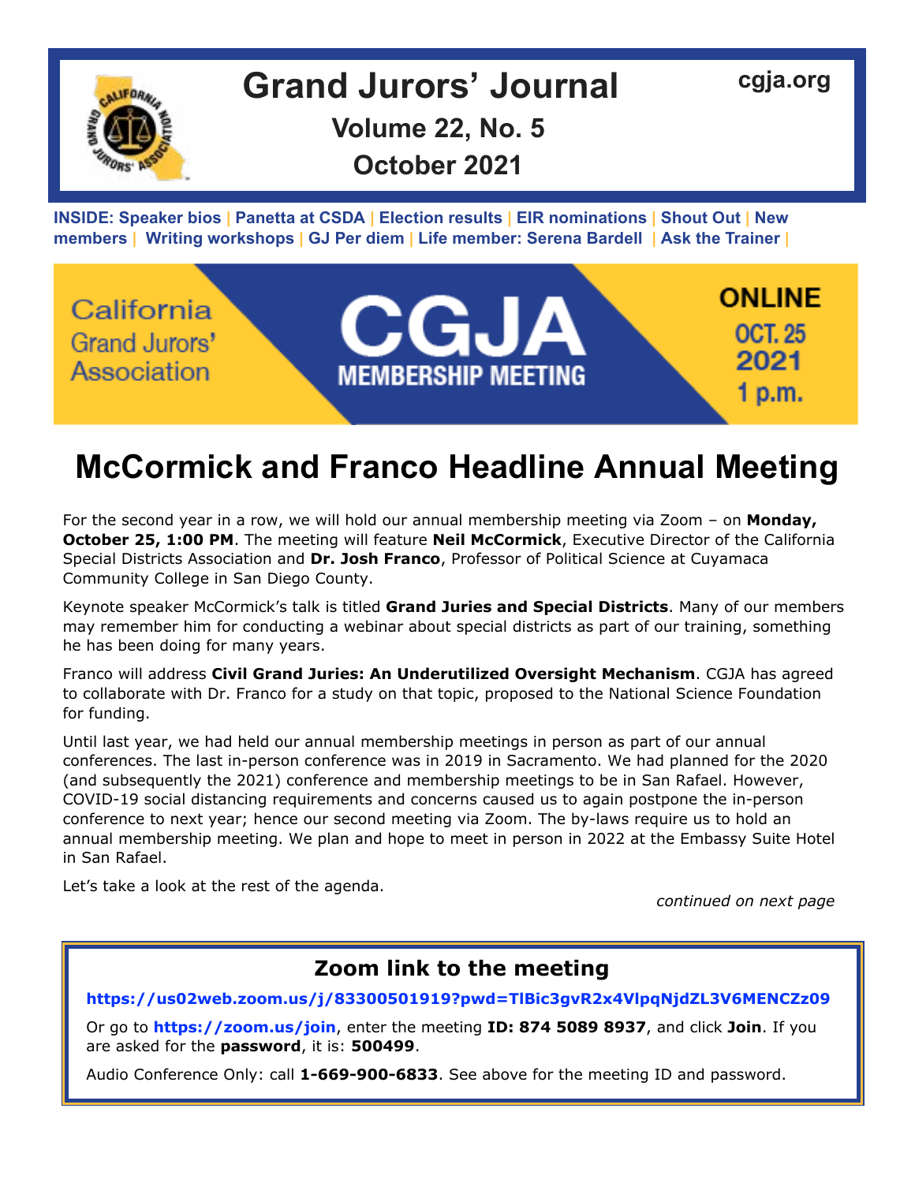# Grand Jurors' Journal

cgja.org

**Volume 22, No. 5**

**October 2021**

**INSIDE: Speaker bios | Panetta at CSDA | Election results | EIR nominations | Shout Out | New members | Writing workshops | GJ Per diem | Life member: Serena Bardell | Ask the Trainer |**

California Grand Jurors' Association

**CGJA MEMBERSHIP MEETING**

**ONLINE OCT. 25 2021 1 p.m.**

# McCormick and Franco Headline Annual Meeting

For the second year in a row, we will hold our annual membership meeting via Zoom – on **Monday, October 25, 1:00 PM**. The meeting will feature **Neil McCormick**, Executive Director of the California Special Districts Association and **Dr. Josh Franco**, Professor of Political Science at Cuyamaca Community College in San Diego County.

Keynote speaker McCormick's talk is titled **Grand Juries and Special Districts**. Many of our members may remember him for conducting a webinar about special districts as part of our training, something he has been doing for many years.

Franco will address **Civil Grand Juries: An Underutilized Oversight Mechanism**. CGJA has agreed to collaborate with Dr. Franco for a study on that topic, proposed to the National Science Foundation for funding.

Until last year, we had held our annual membership meetings in person as part of our annual conferences. The last in-person conference was in 2019 in Sacramento. We had planned for the 2020 (and subsequently the 2021) conference and membership meetings to be in San Rafael. However, COVID-19 social distancing requirements and concerns caused us to again postpone the in-person conference to next year; hence our second meeting via Zoom. The by-laws require us to hold an annual membership meeting. We plan and hope to meet in person in 2022 at the Embassy Suite Hotel in San Rafael.

Let's take a look at the rest of the agenda.

*continued on next page*

## Zoom link to the meeting

**https://us02web.zoom.us/j/83300501919?pwd=TlBic3gvR2x4VlpqNjdZL3V6MENCZz09**

Or go to **https://zoom.us/join**, enter the meeting **ID: 874 5089 8937**, and click **Join**. If you are asked for the **password**, it is: **500499**.

Audio Conference Only: call **1-669-900-6833**. See above for the meeting ID and password.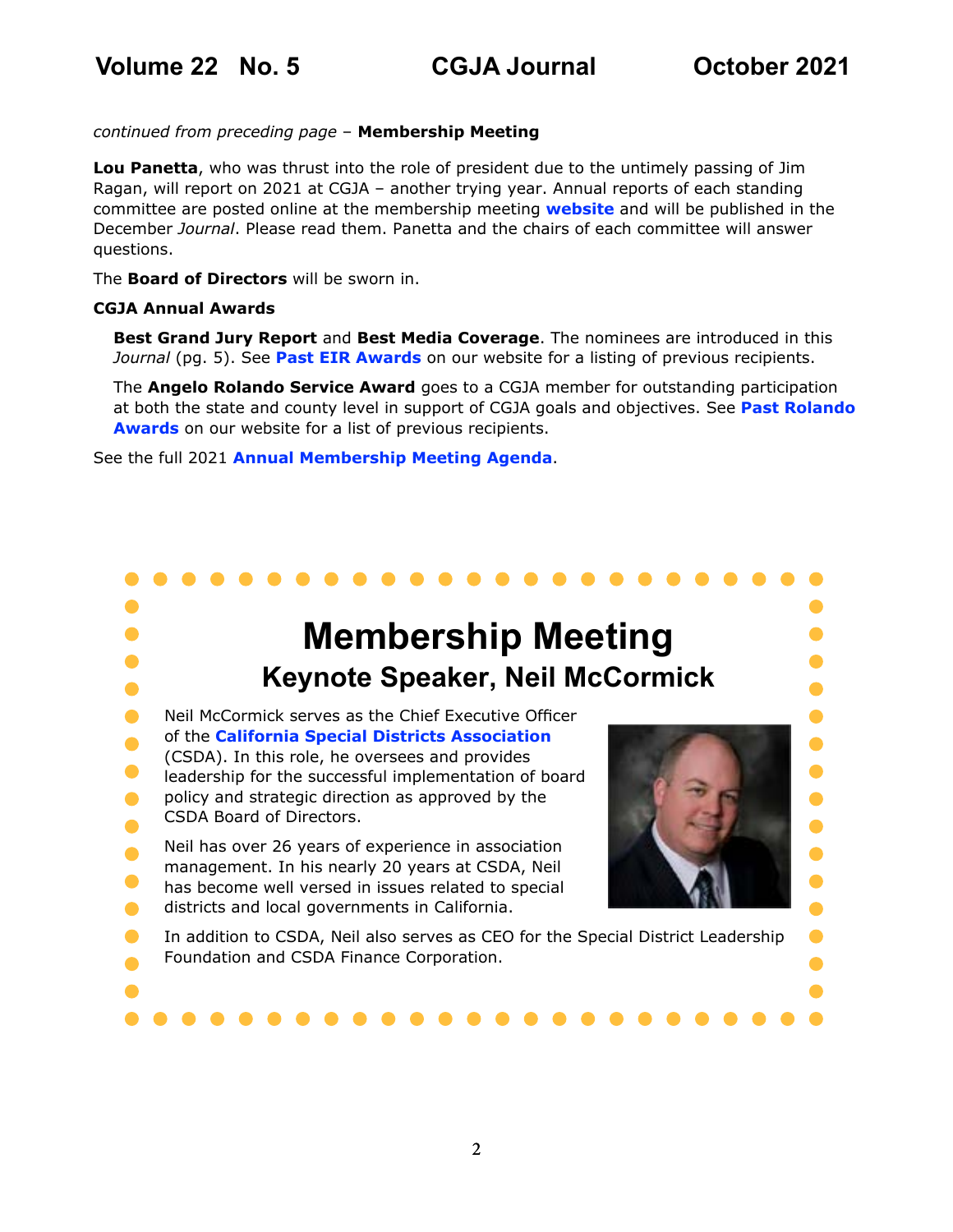*continued from preceding page* – **Membership Meeting**

**Lou Panetta**, who was thrust into the role of president due to the untimely passing of Jim Ragan, will report on 2021 at CGJA – another trying year. Annual reports of each standing committee are posted online at the membership meeting **website** and will be published in the December *Journal*. Please read them. Panetta and the chairs of each committee will answer questions.

The **Board of Directors** will be sworn in.

**CGJA Annual Awards**

**Best Grand Jury Report** and **Best Media Coverage**. The nominees are introduced in this *Journal* (pg. 5). See **Past EIR Awards** on our website for a listing of previous recipients.

The **Angelo Rolando Service Award** goes to a CGJA member for outstanding participation at both the state and county level in support of CGJA goals and objectives. See **Past Rolando Awards** on our website for a list of previous recipients.

See the full 2021 **Annual Membership Meeting Agenda**.

# Membership Meeting

## Keynote Speaker, Neil McCormick

Neil McCormick serves as the Chief Executive Officer of the **California Special Districts Association** (CSDA). In this role, he oversees and provides leadership for the successful implementation of board policy and strategic direction as approved by the CSDA Board of Directors.

Neil has over 26 years of experience in association management. In his nearly 20 years at CSDA, Neil has become well versed in issues related to special districts and local governments in California.

In addition to CSDA, Neil also serves as CEO for the Special District Leadership Foundation and CSDA Finance Corporation.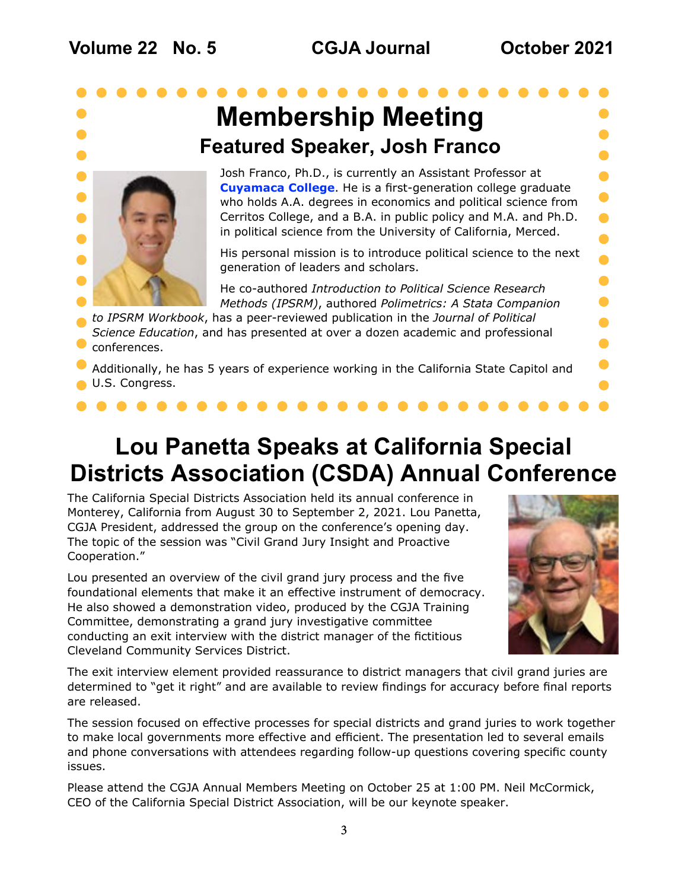# Membership Meeting

## Featured Speaker, Josh Franco

Josh Franco, Ph.D., is currently an Assistant Professor at **Cuyamaca College**. He is a first-generation college graduate who holds A.A. degrees in economics and political science from Cerritos College, and a B.A. in public policy and M.A. and Ph.D. in political science from the University of California, Merced.

His personal mission is to introduce political science to the next generation of leaders and scholars.

He co-authored *Introduction to Political Science Research Methods (IPSRM)*, authored *Polimetrics: A Stata Companion to IPSRM Workbook*, has a peer-reviewed publication in the *Journal of Political Science Education*, and has presented at over a dozen academic and professional conferences.

Additionally, he has 5 years of experience working in the California State Capitol and U.S. Congress.

# Lou Panetta Speaks at California Special Districts Association (CSDA) Annual Conference

The California Special Districts Association held its annual conference in Monterey, California from August 30 to September 2, 2021. Lou Panetta, CGJA President, addressed the group on the conference's opening day. The topic of the session was "Civil Grand Jury Insight and Proactive Cooperation."

Lou presented an overview of the civil grand jury process and the five foundational elements that make it an effective instrument of democracy. He also showed a demonstration video, produced by the CGJA Training Committee, demonstrating a grand jury investigative committee conducting an exit interview with the district manager of the fictitious Cleveland Community Services District.

The exit interview element provided reassurance to district managers that civil grand juries are determined to "get it right" and are available to review findings for accuracy before final reports are released.

The session focused on effective processes for special districts and grand juries to work together to make local governments more effective and efficient. The presentation led to several emails and phone conversations with attendees regarding follow-up questions covering specific county issues.

Please attend the CGJA Annual Members Meeting on October 25 at 1:00 PM. Neil McCormick, CEO of the California Special District Association, will be our keynote speaker.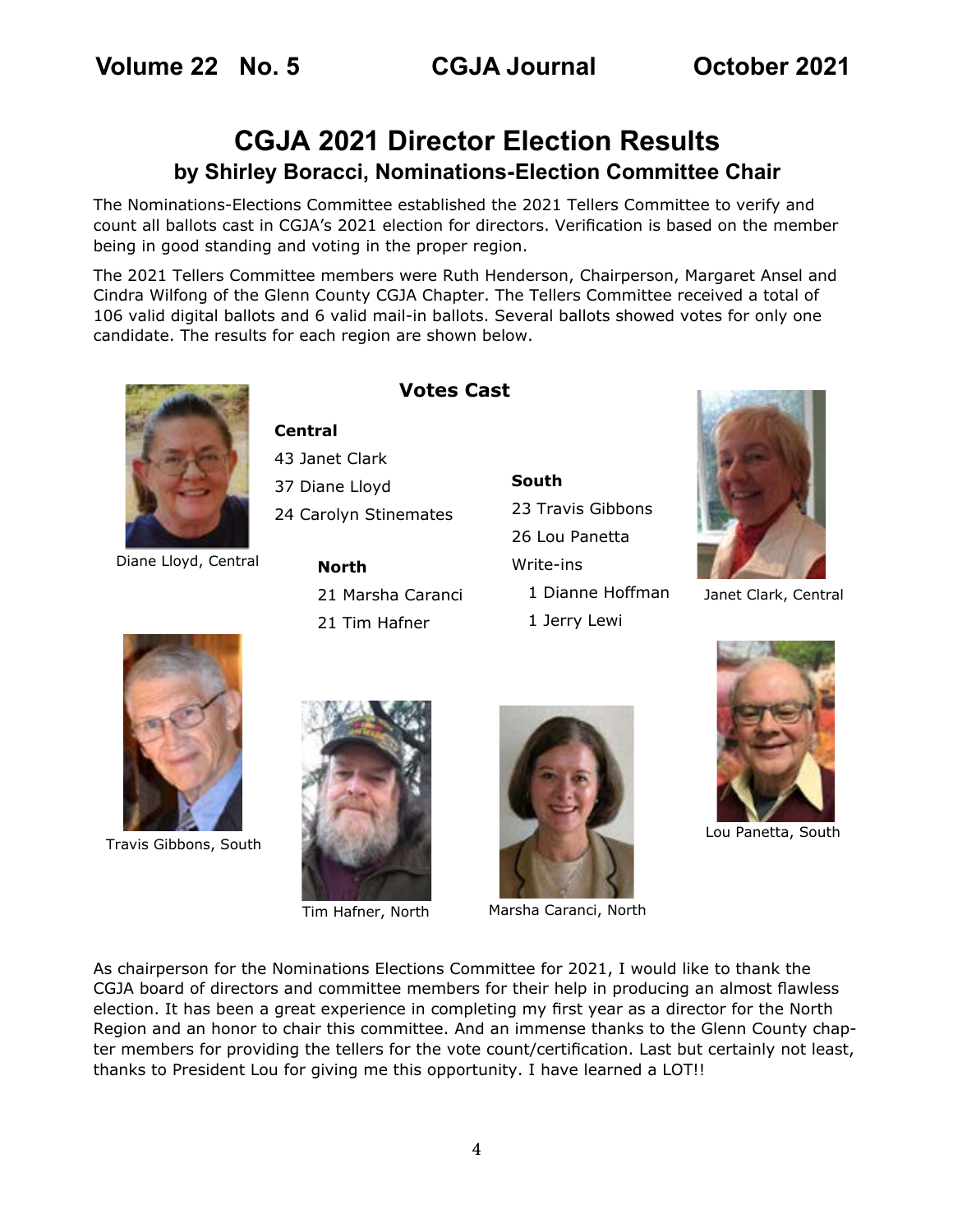# CGJA 2021 Director Election Results

## by Shirley Boracci, Nominations-Election Committee Chair

The Nominations-Elections Committee established the 2021 Tellers Committee to verify and count all ballots cast in CGJA's 2021 election for directors. Verification is based on the member being in good standing and voting in the proper region.

The 2021 Tellers Committee members were Ruth Henderson, Chairperson, Margaret Ansel and Cindra Wilfong of the Glenn County CGJA Chapter. The Tellers Committee received a total of 106 valid digital ballots and 6 valid mail-in ballots. Several ballots showed votes for only one candidate. The results for each region are shown below.

### Votes Cast

**Central**

43 Janet Clark
37 Diane Lloyd
24 Carolyn Stinemates

**North**

21 Marsha Caranci
21 Tim Hafner

**South**

23 Travis Gibbons
26 Lou Panetta
Write-ins
1 Dianne Hoffman
1 Jerry Lewi

Diane Lloyd, Central

Janet Clark, Central

Travis Gibbons, South

Tim Hafner, North

Marsha Caranci, North

Lou Panetta, South

As chairperson for the Nominations Elections Committee for 2021, I would like to thank the CGJA board of directors and committee members for their help in producing an almost flawless election. It has been a great experience in completing my first year as a director for the North Region and an honor to chair this committee. And an immense thanks to the Glenn County chapter members for providing the tellers for the vote count/certification. Last but certainly not least, thanks to President Lou for giving me this opportunity. I have learned a LOT!!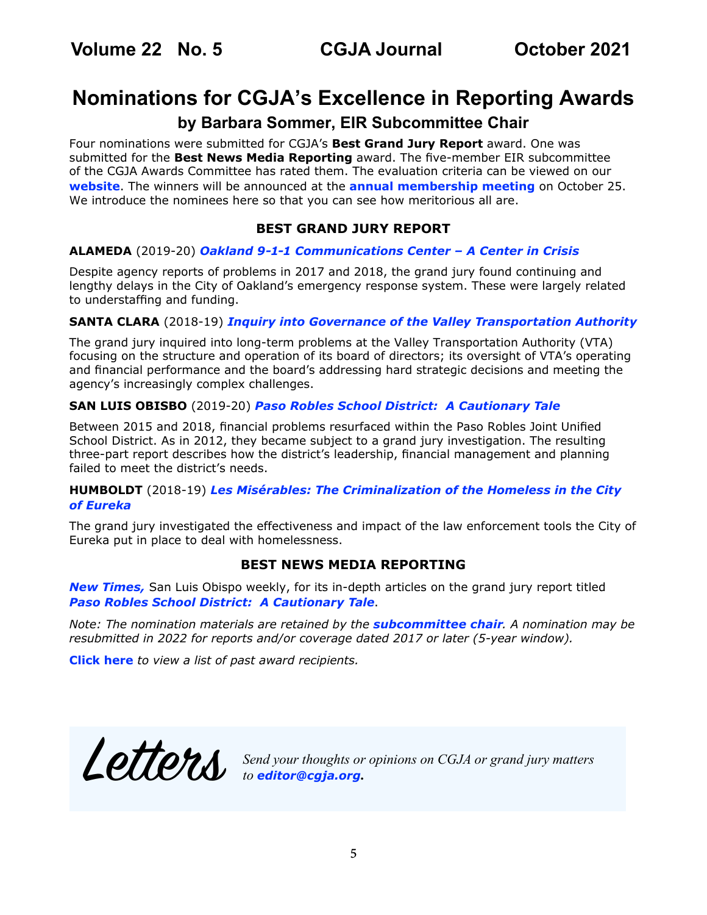# Nominations for CGJA's Excellence in Reporting Awards

## by Barbara Sommer, EIR Subcommittee Chair

Four nominations were submitted for CGJA's **Best Grand Jury Report** award. One was submitted for the **Best News Media Reporting** award. The five-member EIR subcommittee of the CGJA Awards Committee has rated them. The evaluation criteria can be viewed on our **website**. The winners will be announced at the **annual membership meeting** on October 25. We introduce the nominees here so that you can see how meritorious all are.

### BEST GRAND JURY REPORT

**ALAMEDA** (2019-20) ***Oakland 9-1-1 Communications Center – A Center in Crisis***

Despite agency reports of problems in 2017 and 2018, the grand jury found continuing and lengthy delays in the City of Oakland's emergency response system. These were largely related to understaffing and funding.

**SANTA CLARA** (2018-19) ***Inquiry into Governance of the Valley Transportation Authority***

The grand jury inquired into long-term problems at the Valley Transportation Authority (VTA) focusing on the structure and operation of its board of directors; its oversight of VTA's operating and financial performance and the board's addressing hard strategic decisions and meeting the agency's increasingly complex challenges.

**SAN LUIS OBISBO** (2019-20) ***Paso Robles School District: A Cautionary Tale***

Between 2015 and 2018, financial problems resurfaced within the Paso Robles Joint Unified School District. As in 2012, they became subject to a grand jury investigation. The resulting three-part report describes how the district's leadership, financial management and planning failed to meet the district's needs.

**HUMBOLDT** (2018-19) ***Les Misérables: The Criminalization of the Homeless in the City of Eureka***

The grand jury investigated the effectiveness and impact of the law enforcement tools the City of Eureka put in place to deal with homelessness.

### BEST NEWS MEDIA REPORTING

***New Times,*** San Luis Obispo weekly, for its in-depth articles on the grand jury report titled ***Paso Robles School District: A Cautionary Tale***.

*Note: The nomination materials are retained by the* ***subcommittee chair****. A nomination may be resubmitted in 2022 for reports and/or coverage dated 2017 or later (5-year window).*

**Click here** *to view a list of past award recipients.*

## Letters

*Send your thoughts or opinions on CGJA or grand jury matters to* ***editor@cgja.org***.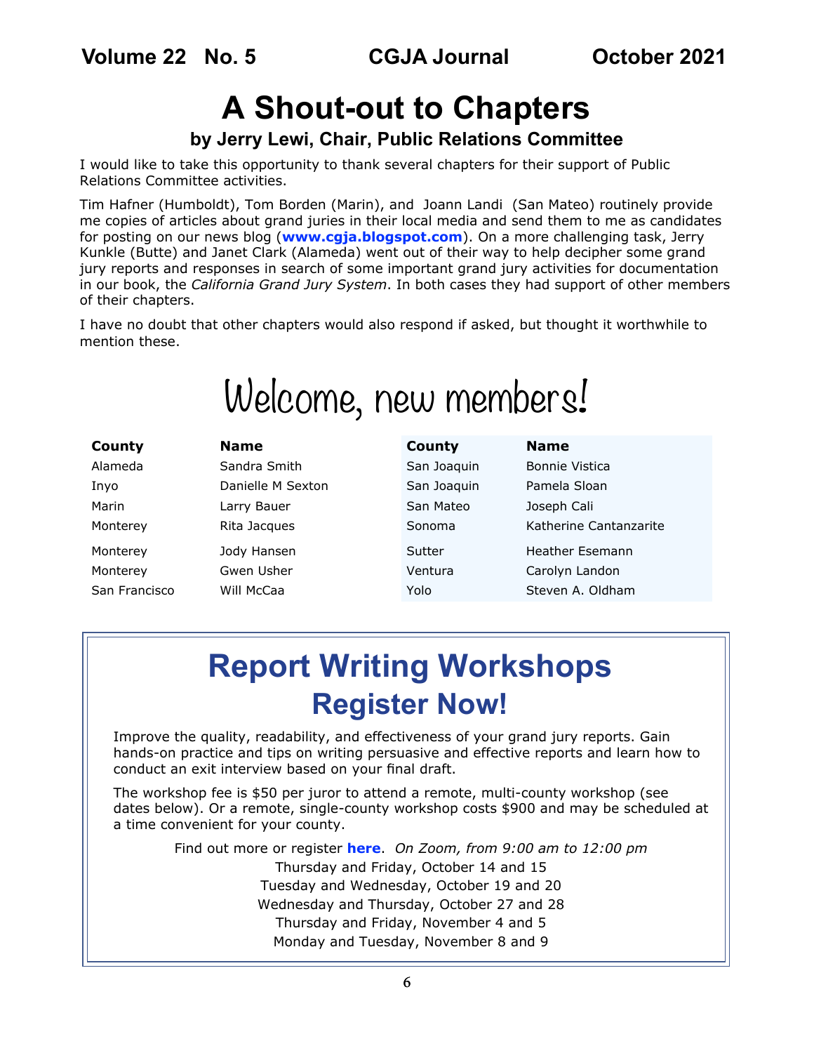# A Shout-out to Chapters

### by Jerry Lewi, Chair, Public Relations Committee

I would like to take this opportunity to thank several chapters for their support of Public Relations Committee activities.

Tim Hafner (Humboldt), Tom Borden (Marin), and Joann Landi (San Mateo) routinely provide me copies of articles about grand juries in their local media and send them to me as candidates for posting on our news blog (**www.cgja.blogspot.com**). On a more challenging task, Jerry Kunkle (Butte) and Janet Clark (Alameda) went out of their way to help decipher some grand jury reports and responses in search of some important grand jury activities for documentation in our book, the *California Grand Jury System*. In both cases they had support of other members of their chapters.

I have no doubt that other chapters would also respond if asked, but thought it worthwhile to mention these.

# Welcome, new members!

| County | Name |
|---|---|
| Alameda | Sandra Smith |
| Inyo | Danielle M Sexton |
| Marin | Larry Bauer |
| Monterey | Rita Jacques |
| Monterey | Jody Hansen |
| Monterey | Gwen Usher |
| San Francisco | Will McCaa |
| San Joaquin | Bonnie Vistica |
| San Joaquin | Pamela Sloan |
| San Mateo | Joseph Cali |
| Sonoma | Katherine Cantanzarite |
| Sutter | Heather Esemann |
| Ventura | Carolyn Landon |
| Yolo | Steven A. Oldham |

# Report Writing Workshops
## Register Now!

Improve the quality, readability, and effectiveness of your grand jury reports. Gain hands-on practice and tips on writing persuasive and effective reports and learn how to conduct an exit interview based on your final draft.

The workshop fee is $50 per juror to attend a remote, multi-county workshop (see dates below). Or a remote, single-county workshop costs $900 and may be scheduled at a time convenient for your county.

Find out more or register **here**. *On Zoom, from 9:00 am to 12:00 pm*

Thursday and Friday, October 14 and 15

Tuesday and Wednesday, October 19 and 20

Wednesday and Thursday, October 27 and 28

Thursday and Friday, November 4 and 5

Monday and Tuesday, November 8 and 9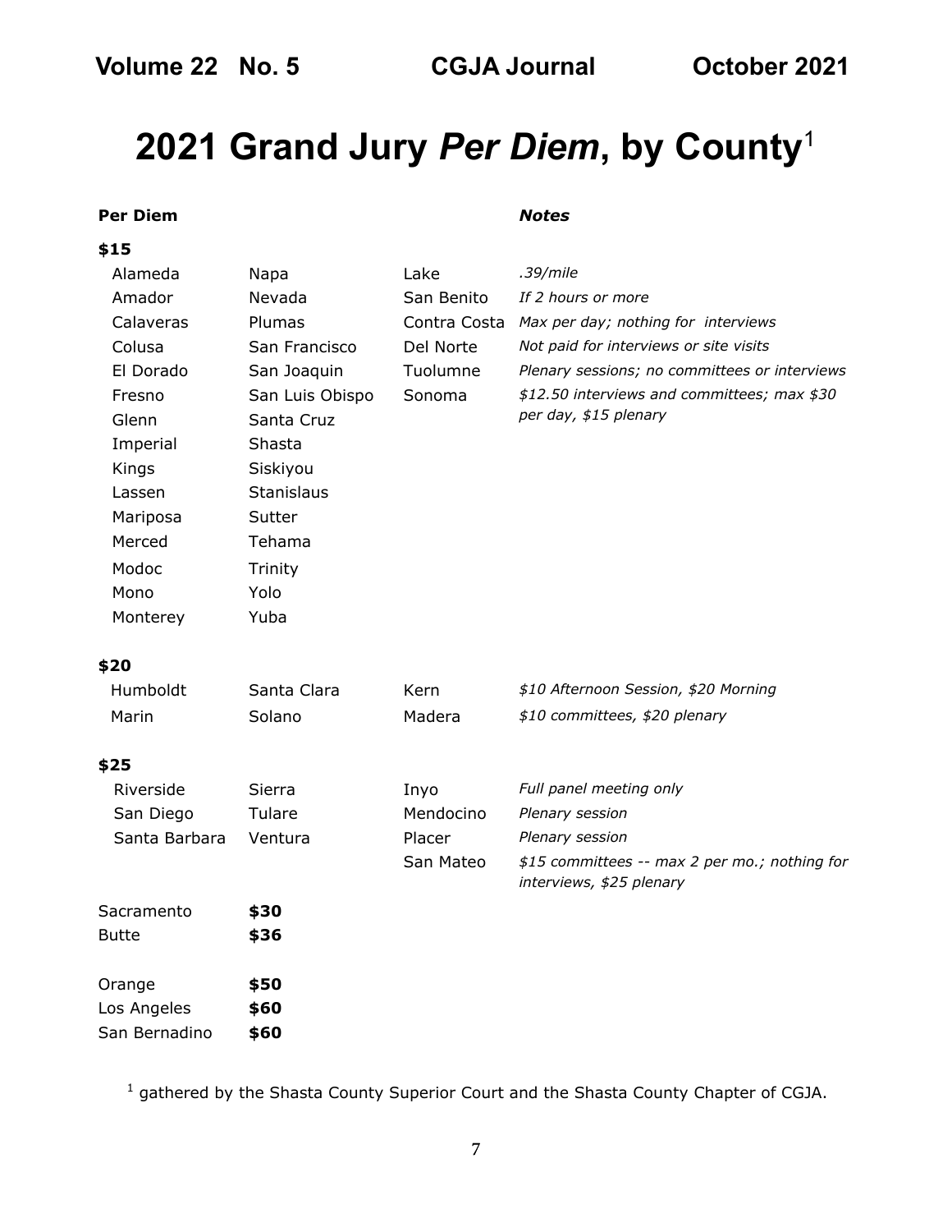# 2021 Grand Jury *Per Diem*, by County[1]

| **Per Diem** | | | **Notes** |
|---|---|---|---|
| **$15** | | | |
| Alameda | Napa | Lake | *.39/mile* |
| Amador | Nevada | San Benito | *If 2 hours or more* |
| Calaveras | Plumas | Contra Costa | *Max per day; nothing for interviews* |
| Colusa | San Francisco | Del Norte | *Not paid for interviews or site visits* |
| El Dorado | San Joaquin | Tuolumne | *Plenary sessions; no committees or interviews* |
| Fresno | San Luis Obispo | Sonoma | *$12.50 interviews and committees; max $30 per day, $15 plenary* |
| Glenn | Santa Cruz | | |
| Imperial | Shasta | | |
| Kings | Siskiyou | | |
| Lassen | Stanislaus | | |
| Mariposa | Sutter | | |
| Merced | Tehama | | |
| Modoc | Trinity | | |
| Mono | Yolo | | |
| Monterey | Yuba | | |
| **$20** | | | |
| Humboldt | Santa Clara | Kern | *$10 Afternoon Session, $20 Morning* |
| Marin | Solano | Madera | *$10 committees, $20 plenary* |
| **$25** | | | |
| Riverside | Sierra | Inyo | *Full panel meeting only* |
| San Diego | Tulare | Mendocino | *Plenary session* |
| Santa Barbara | Ventura | Placer | *Plenary session* |
| | | San Mateo | *$15 committees -- max 2 per mo.; nothing for interviews, $25 plenary* |
| Sacramento | **$30** | | |
| Butte | **$36** | | |
| Orange | **$50** | | |
| Los Angeles | **$60** | | |
| San Bernadino | **$60** | | |

[1] gathered by the Shasta County Superior Court and the Shasta County Chapter of CGJA.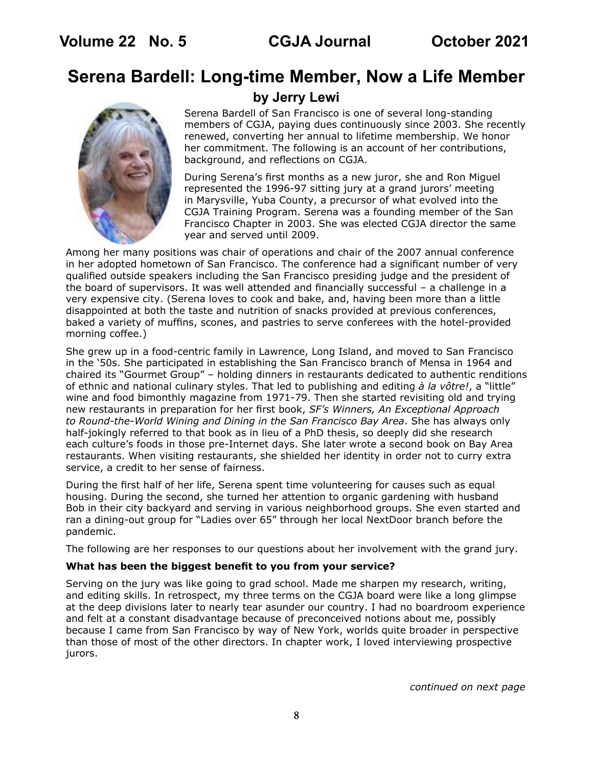# Serena Bardell: Long-time Member, Now a Life Member

### by Jerry Lewi

Serena Bardell of San Francisco is one of several long-standing members of CGJA, paying dues continuously since 2003. She recently renewed, converting her annual to lifetime membership. We honor her commitment. The following is an account of her contributions, background, and reflections on CGJA.

During Serena's first months as a new juror, she and Ron Miguel represented the 1996-97 sitting jury at a grand jurors' meeting in Marysville, Yuba County, a precursor of what evolved into the CGJA Training Program. Serena was a founding member of the San Francisco Chapter in 2003. She was elected CGJA director the same year and served until 2009.

Among her many positions was chair of operations and chair of the 2007 annual conference in her adopted hometown of San Francisco. The conference had a significant number of very qualified outside speakers including the San Francisco presiding judge and the president of the board of supervisors. It was well attended and financially successful – a challenge in a very expensive city. (Serena loves to cook and bake, and, having been more than a little disappointed at both the taste and nutrition of snacks provided at previous conferences, baked a variety of muffins, scones, and pastries to serve conferees with the hotel-provided morning coffee.)

She grew up in a food-centric family in Lawrence, Long Island, and moved to San Francisco in the '50s. She participated in establishing the San Francisco branch of Mensa in 1964 and chaired its "Gourmet Group" – holding dinners in restaurants dedicated to authentic renditions of ethnic and national culinary styles. That led to publishing and editing *à la vôtre!*, a "little" wine and food bimonthly magazine from 1971-79. Then she started revisiting old and trying new restaurants in preparation for her first book, *SF's Winners, An Exceptional Approach to Round-the-World Wining and Dining in the San Francisco Bay Area*. She has always only half-jokingly referred to that book as in lieu of a PhD thesis, so deeply did she research each culture's foods in those pre-Internet days. She later wrote a second book on Bay Area restaurants. When visiting restaurants, she shielded her identity in order not to curry extra service, a credit to her sense of fairness.

During the first half of her life, Serena spent time volunteering for causes such as equal housing. During the second, she turned her attention to organic gardening with husband Bob in their city backyard and serving in various neighborhood groups. She even started and ran a dining-out group for "Ladies over 65" through her local NextDoor branch before the pandemic.

The following are her responses to our questions about her involvement with the grand jury.

**What has been the biggest benefit to you from your service?**

Serving on the jury was like going to grad school. Made me sharpen my research, writing, and editing skills. In retrospect, my three terms on the CGJA board were like a long glimpse at the deep divisions later to nearly tear asunder our country. I had no boardroom experience and felt at a constant disadvantage because of preconceived notions about me, possibly because I came from San Francisco by way of New York, worlds quite broader in perspective than those of most of the other directors. In chapter work, I loved interviewing prospective jurors.

*continued on next page*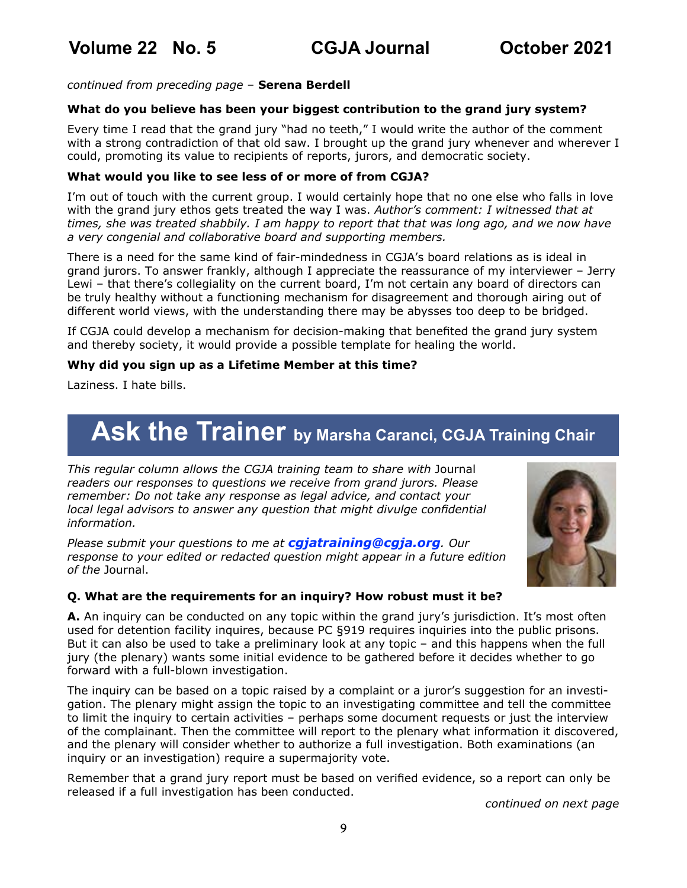*continued from preceding page* – **Serena Berdell**

**What do you believe has been your biggest contribution to the grand jury system?**

Every time I read that the grand jury "had no teeth," I would write the author of the comment with a strong contradiction of that old saw. I brought up the grand jury whenever and wherever I could, promoting its value to recipients of reports, jurors, and democratic society.

**What would you like to see less of or more of from CGJA?**

I'm out of touch with the current group. I would certainly hope that no one else who falls in love with the grand jury ethos gets treated the way I was. *Author's comment: I witnessed that at times, she was treated shabbily. I am happy to report that that was long ago, and we now have a very congenial and collaborative board and supporting members.*

There is a need for the same kind of fair-mindedness in CGJA's board relations as is ideal in grand jurors. To answer frankly, although I appreciate the reassurance of my interviewer – Jerry Lewi – that there's collegiality on the current board, I'm not certain any board of directors can be truly healthy without a functioning mechanism for disagreement and thorough airing out of different world views, with the understanding there may be abysses too deep to be bridged.

If CGJA could develop a mechanism for decision-making that benefited the grand jury system and thereby society, it would provide a possible template for healing the world.

**Why did you sign up as a Lifetime Member at this time?**

Laziness. I hate bills.

# Ask the Trainer by Marsha Caranci, CGJA Training Chair

*This regular column allows the CGJA training team to share with* Journal *readers our responses to questions we receive from grand jurors. Please remember: Do not take any response as legal advice, and contact your local legal advisors to answer any question that might divulge confidential information.*

*Please submit your questions to me at* ***cgjatraining@cgja.org****. Our response to your edited or redacted question might appear in a future edition of the* Journal.

**Q. What are the requirements for an inquiry? How robust must it be?**

**A.** An inquiry can be conducted on any topic within the grand jury's jurisdiction. It's most often used for detention facility inquires, because PC §919 requires inquiries into the public prisons. But it can also be used to take a preliminary look at any topic – and this happens when the full jury (the plenary) wants some initial evidence to be gathered before it decides whether to go forward with a full-blown investigation.

The inquiry can be based on a topic raised by a complaint or a juror's suggestion for an investigation. The plenary might assign the topic to an investigating committee and tell the committee to limit the inquiry to certain activities – perhaps some document requests or just the interview of the complainant. Then the committee will report to the plenary what information it discovered, and the plenary will consider whether to authorize a full investigation. Both examinations (an inquiry or an investigation) require a supermajority vote.

Remember that a grand jury report must be based on verified evidence, so a report can only be released if a full investigation has been conducted.

*continued on next page*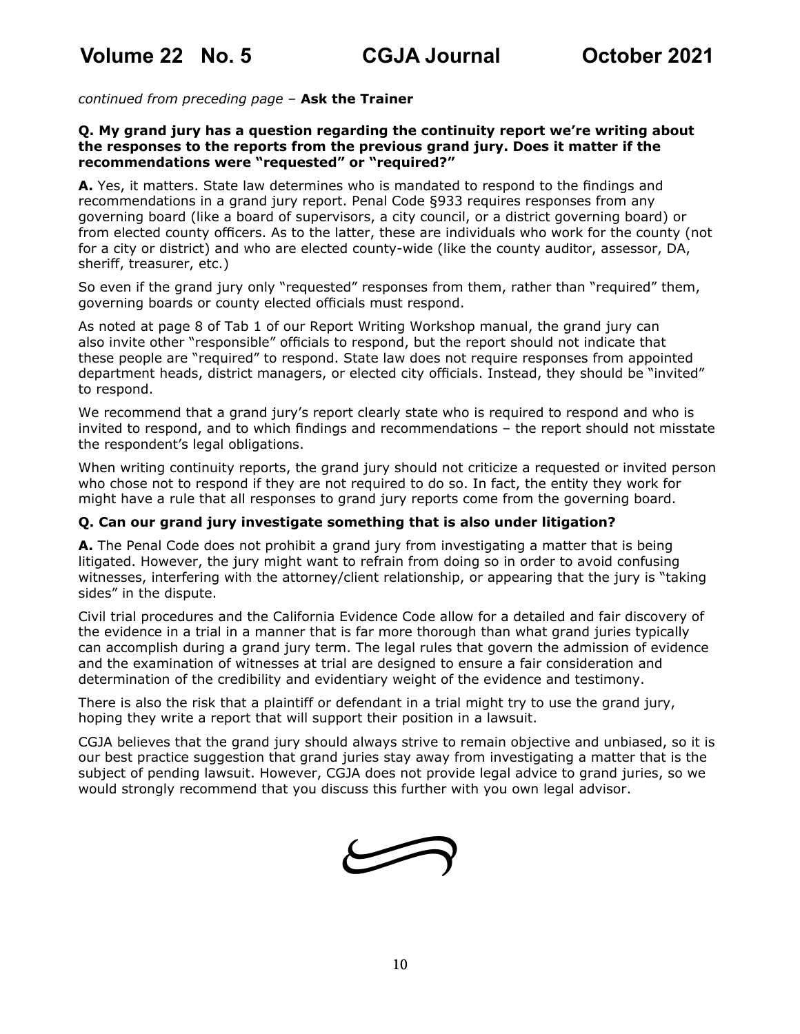*continued from preceding page* – **Ask the Trainer**

**Q. My grand jury has a question regarding the continuity report we're writing about the responses to the reports from the previous grand jury. Does it matter if the recommendations were "requested" or "required?"**

**A.** Yes, it matters. State law determines who is mandated to respond to the findings and recommendations in a grand jury report. Penal Code §933 requires responses from any governing board (like a board of supervisors, a city council, or a district governing board) or from elected county officers. As to the latter, these are individuals who work for the county (not for a city or district) and who are elected county-wide (like the county auditor, assessor, DA, sheriff, treasurer, etc.)

So even if the grand jury only "requested" responses from them, rather than "required" them, governing boards or county elected officials must respond.

As noted at page 8 of Tab 1 of our Report Writing Workshop manual, the grand jury can also invite other "responsible" officials to respond, but the report should not indicate that these people are "required" to respond. State law does not require responses from appointed department heads, district managers, or elected city officials. Instead, they should be "invited" to respond.

We recommend that a grand jury's report clearly state who is required to respond and who is invited to respond, and to which findings and recommendations – the report should not misstate the respondent's legal obligations.

When writing continuity reports, the grand jury should not criticize a requested or invited person who chose not to respond if they are not required to do so. In fact, the entity they work for might have a rule that all responses to grand jury reports come from the governing board.

**Q. Can our grand jury investigate something that is also under litigation?**

**A.** The Penal Code does not prohibit a grand jury from investigating a matter that is being litigated. However, the jury might want to refrain from doing so in order to avoid confusing witnesses, interfering with the attorney/client relationship, or appearing that the jury is "taking sides" in the dispute.

Civil trial procedures and the California Evidence Code allow for a detailed and fair discovery of the evidence in a trial in a manner that is far more thorough than what grand juries typically can accomplish during a grand jury term. The legal rules that govern the admission of evidence and the examination of witnesses at trial are designed to ensure a fair consideration and determination of the credibility and evidentiary weight of the evidence and testimony.

There is also the risk that a plaintiff or defendant in a trial might try to use the grand jury, hoping they write a report that will support their position in a lawsuit.

CGJA believes that the grand jury should always strive to remain objective and unbiased, so it is our best practice suggestion that grand juries stay away from investigating a matter that is the subject of pending lawsuit. However, CGJA does not provide legal advice to grand juries, so we would strongly recommend that you discuss this further with you own legal advisor.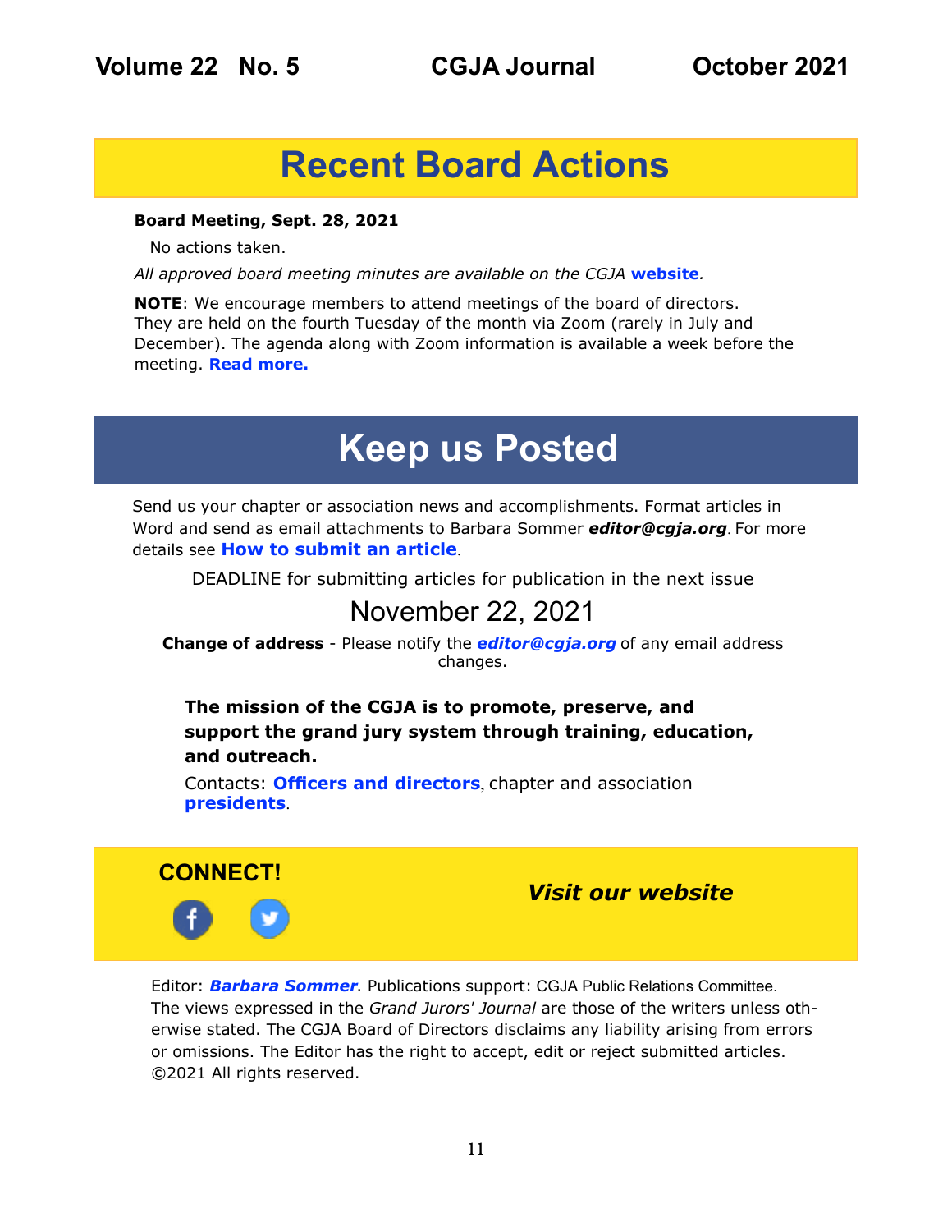# Recent Board Actions

**Board Meeting, Sept. 28, 2021**

No actions taken.

*All approved board meeting minutes are available on the CGJA* **website***.*

**NOTE**: We encourage members to attend meetings of the board of directors. They are held on the fourth Tuesday of the month via Zoom (rarely in July and December). The agenda along with Zoom information is available a week before the meeting. **Read more.**

# Keep us Posted

Send us your chapter or association news and accomplishments. Format articles in Word and send as email attachments to Barbara Sommer ***editor@cgja.org***. For more details see **How to submit an article**.

DEADLINE for submitting articles for publication in the next issue

## November 22, 2021

**Change of address** - Please notify the ***editor@cgja.org*** of any email address changes.

**The mission of the CGJA is to promote, preserve, and support the grand jury system through training, education, and outreach.**

Contacts: **Officers and directors**, chapter and association **presidents**.

**CONNECT!**

***Visit our website***

Editor: ***Barbara Sommer***. Publications support: CGJA Public Relations Committee. The views expressed in the *Grand Jurors' Journal* are those of the writers unless otherwise stated. The CGJA Board of Directors disclaims any liability arising from errors or omissions. The Editor has the right to accept, edit or reject submitted articles. ©2021 All rights reserved.